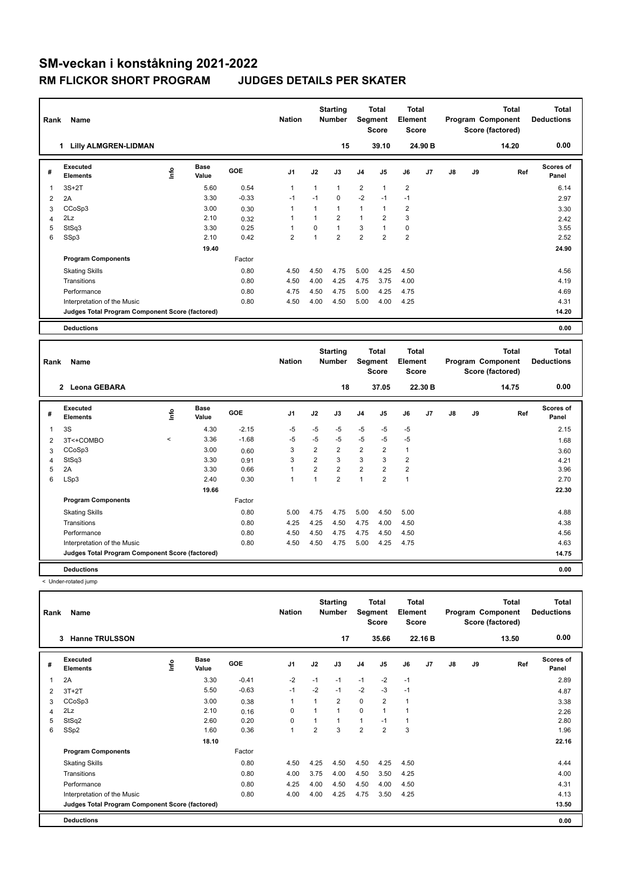# SM-veckan i konståkning 2021-2022

## RM FLICKOR SHORT PROGRAM JUDGES DETAILS PER SKATER

| Rank | Name | Nation | Starting Number | Total Segment Score | Total Element Score | Total Program Component Score (factored) | Total Deductions |
|---|---|---|---|---|---|---|---|
| 1 | Lilly ALMGREN-LIDMAN | | 15 | 39.10 | 24.90 B | 14.20 | 0.00 |

| # | Executed Elements | Info | Base Value | GOE | J1 | J2 | J3 | J4 | J5 | J6 | J7 | J8 | J9 | Ref | Scores of Panel |
|---|---|---|---|---|---|---|---|---|---|---|---|---|---|---|---|
| 1 | 3S+2T | | 5.60 | 0.54 | 1 | 1 | 1 | 2 | 1 | 2 | | | | | 6.14 |
| 2 | 2A | | 3.30 | -0.33 | -1 | -1 | 0 | -2 | -1 | -1 | | | | | 2.97 |
| 3 | CCoSp3 | | 3.00 | 0.30 | 1 | 1 | 1 | 1 | 1 | 2 | | | | | 3.30 |
| 4 | 2Lz | | 2.10 | 0.32 | 1 | 1 | 2 | 1 | 2 | 3 | | | | | 2.42 |
| 5 | StSq3 | | 3.30 | 0.25 | 1 | 0 | 1 | 3 | 1 | 0 | | | | | 3.55 |
| 6 | SSp3 | | 2.10 | 0.42 | 2 | 1 | 2 | 2 | 2 | 2 | | | | | 2.52 |
| | | | 19.40 | | | | | | | | | | | | 24.90 |
| | **Program Components** | | | Factor | | | | | | | | | | | |
| | Skating Skills | | | 0.80 | 4.50 | 4.50 | 4.75 | 5.00 | 4.25 | 4.50 | | | | | 4.56 |
| | Transitions | | | 0.80 | 4.50 | 4.00 | 4.25 | 4.75 | 3.75 | 4.00 | | | | | 4.19 |
| | Performance | | | 0.80 | 4.75 | 4.50 | 4.75 | 5.00 | 4.25 | 4.75 | | | | | 4.69 |
| | Interpretation of the Music | | | 0.80 | 4.50 | 4.00 | 4.50 | 5.00 | 4.00 | 4.25 | | | | | 4.31 |
| | **Judges Total Program Component Score (factored)** | | | | | | | | | | | | | | 14.20 |
| | **Deductions** | | | | | | | | | | | | | | 0.00 |

| Rank | Name | Nation | Starting Number | Total Segment Score | Total Element Score | Total Program Component Score (factored) | Total Deductions |
|---|---|---|---|---|---|---|---|
| 2 | Leona GEBARA | | 18 | 37.05 | 22.30 B | 14.75 | 0.00 |

| # | Executed Elements | Info | Base Value | GOE | J1 | J2 | J3 | J4 | J5 | J6 | J7 | J8 | J9 | Ref | Scores of Panel |
|---|---|---|---|---|---|---|---|---|---|---|---|---|---|---|---|
| 1 | 3S | | 4.30 | -2.15 | -5 | -5 | -5 | -5 | -5 | -5 | | | | | 2.15 |
| 2 | 3T<+COMBO | < | 3.36 | -1.68 | -5 | -5 | -5 | -5 | -5 | -5 | | | | | 1.68 |
| 3 | CCoSp3 | | 3.00 | 0.60 | 3 | 2 | 2 | 2 | 2 | 1 | | | | | 3.60 |
| 4 | StSq3 | | 3.30 | 0.91 | 3 | 2 | 3 | 3 | 3 | 2 | | | | | 4.21 |
| 5 | 2A | | 3.30 | 0.66 | 1 | 2 | 2 | 2 | 2 | 2 | | | | | 3.96 |
| 6 | LSp3 | | 2.40 | 0.30 | 1 | 1 | 2 | 1 | 2 | 1 | | | | | 2.70 |
| | | | 19.66 | | | | | | | | | | | | 22.30 |
| | **Program Components** | | | Factor | | | | | | | | | | | |
| | Skating Skills | | | 0.80 | 5.00 | 4.75 | 4.75 | 5.00 | 4.50 | 5.00 | | | | | 4.88 |
| | Transitions | | | 0.80 | 4.25 | 4.25 | 4.50 | 4.75 | 4.00 | 4.50 | | | | | 4.38 |
| | Performance | | | 0.80 | 4.50 | 4.50 | 4.75 | 4.75 | 4.50 | 4.50 | | | | | 4.56 |
| | Interpretation of the Music | | | 0.80 | 4.50 | 4.50 | 4.75 | 5.00 | 4.25 | 4.75 | | | | | 4.63 |
| | **Judges Total Program Component Score (factored)** | | | | | | | | | | | | | | 14.75 |
| | **Deductions** | | | | | | | | | | | | | | 0.00 |

< Under-rotated jump

| Rank | Name | Nation | Starting Number | Total Segment Score | Total Element Score | Total Program Component Score (factored) | Total Deductions |
|---|---|---|---|---|---|---|---|
| 3 | Hanne TRULSSON | | 17 | 35.66 | 22.16 B | 13.50 | 0.00 |

| # | Executed Elements | Info | Base Value | GOE | J1 | J2 | J3 | J4 | J5 | J6 | J7 | J8 | J9 | Ref | Scores of Panel |
|---|---|---|---|---|---|---|---|---|---|---|---|---|---|---|---|
| 1 | 2A | | 3.30 | -0.41 | -2 | -1 | -1 | -1 | -2 | -1 | | | | | 2.89 |
| 2 | 3T+2T | | 5.50 | -0.63 | -1 | -2 | -1 | -2 | -3 | -1 | | | | | 4.87 |
| 3 | CCoSp3 | | 3.00 | 0.38 | 1 | 1 | 2 | 0 | 2 | 1 | | | | | 3.38 |
| 4 | 2Lz | | 2.10 | 0.16 | 0 | 1 | 1 | 0 | 1 | 1 | | | | | 2.26 |
| 5 | StSq2 | | 2.60 | 0.20 | 0 | 1 | 1 | 1 | -1 | 1 | | | | | 2.80 |
| 6 | SSp2 | | 1.60 | 0.36 | 1 | 2 | 3 | 2 | 2 | 3 | | | | | 1.96 |
| | | | 18.10 | | | | | | | | | | | | 22.16 |
| | **Program Components** | | | Factor | | | | | | | | | | | |
| | Skating Skills | | | 0.80 | 4.50 | 4.25 | 4.50 | 4.50 | 4.25 | 4.50 | | | | | 4.44 |
| | Transitions | | | 0.80 | 4.00 | 3.75 | 4.00 | 4.50 | 3.50 | 4.25 | | | | | 4.00 |
| | Performance | | | 0.80 | 4.25 | 4.00 | 4.50 | 4.50 | 4.00 | 4.50 | | | | | 4.31 |
| | Interpretation of the Music | | | 0.80 | 4.00 | 4.00 | 4.25 | 4.75 | 3.50 | 4.25 | | | | | 4.13 |
| | **Judges Total Program Component Score (factored)** | | | | | | | | | | | | | | 13.50 |
| | **Deductions** | | | | | | | | | | | | | | 0.00 |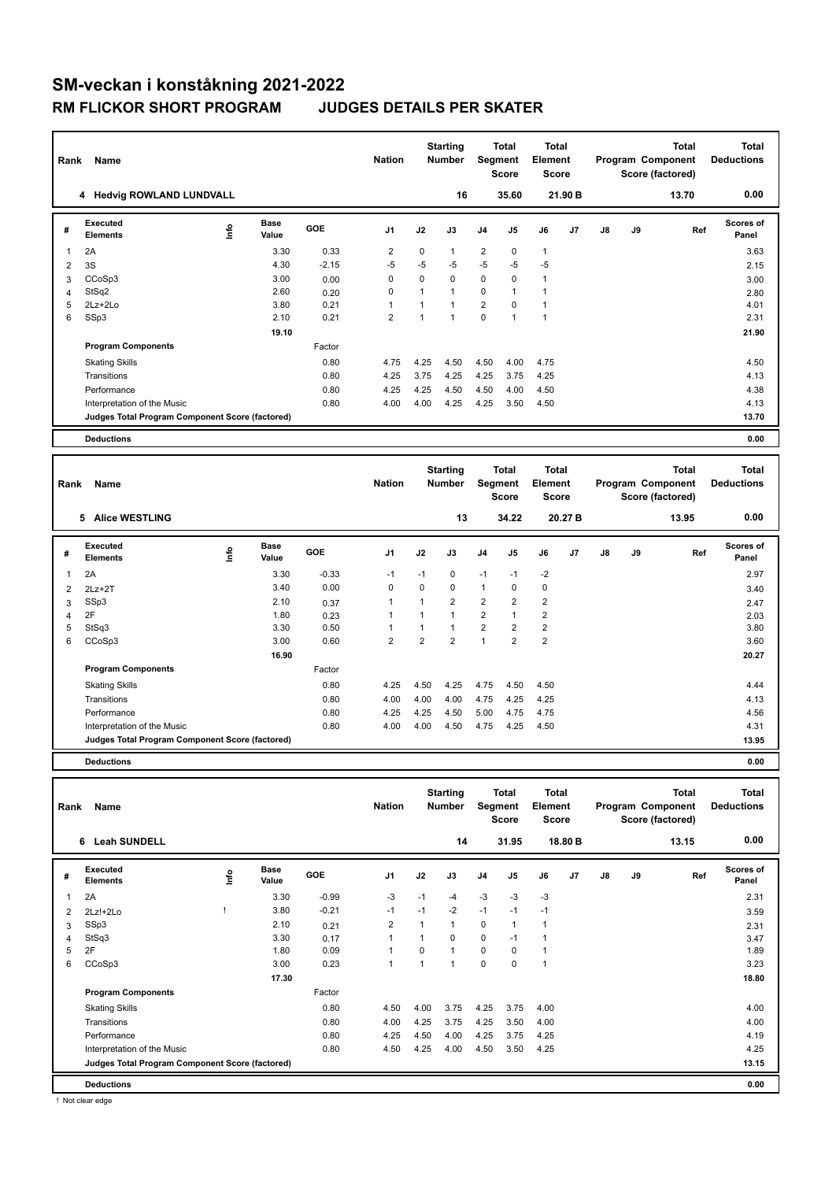# SM-veckan i konståkning 2021-2022

## RM FLICKOR SHORT PROGRAM JUDGES DETAILS PER SKATER

| Rank | Name | Nation | Starting Number | Total Segment Score | Total Element Score | Total Program Component Score (factored) | Total Deductions |
|---|---|---|---|---|---|---|---|
| 4 | Hedvig ROWLAND LUNDVALL | | 16 | 35.60 | 21.90 B | 13.70 | 0.00 |

| # | Executed Elements | Info | Base Value | GOE | J1 | J2 | J3 | J4 | J5 | J6 | J7 | J8 | J9 | Ref | Scores of Panel |
|---|---|---|---|---|---|---|---|---|---|---|---|---|---|---|---|
| 1 | 2A | | 3.30 | 0.33 | 2 | 0 | 1 | 2 | 0 | 1 | | | | | 3.63 |
| 2 | 3S | | 4.30 | -2.15 | -5 | -5 | -5 | -5 | -5 | -5 | | | | | 2.15 |
| 3 | CCoSp3 | | 3.00 | 0.00 | 0 | 0 | 0 | 0 | 0 | 1 | | | | | 3.00 |
| 4 | StSq2 | | 2.60 | 0.20 | 0 | 1 | 1 | 0 | 1 | 1 | | | | | 2.80 |
| 5 | 2Lz+2Lo | | 3.80 | 0.21 | 1 | 1 | 1 | 2 | 0 | 1 | | | | | 4.01 |
| 6 | SSp3 | | 2.10 | 0.21 | 2 | 1 | 1 | 0 | 1 | 1 | | | | | 2.31 |
| | | | 19.10 | | | | | | | | | | | | 21.90 |
| | **Program Components** | | | Factor | | | | | | | | | | | |
| | Skating Skills | | | 0.80 | 4.75 | 4.25 | 4.50 | 4.50 | 4.00 | 4.75 | | | | | 4.50 |
| | Transitions | | | 0.80 | 4.25 | 3.75 | 4.25 | 4.25 | 3.75 | 4.25 | | | | | 4.13 |
| | Performance | | | 0.80 | 4.25 | 4.25 | 4.50 | 4.50 | 4.00 | 4.50 | | | | | 4.38 |
| | Interpretation of the Music | | | 0.80 | 4.00 | 4.00 | 4.25 | 4.25 | 3.50 | 4.50 | | | | | 4.13 |
| | **Judges Total Program Component Score (factored)** | | | | | | | | | | | | | | 13.70 |
| | **Deductions** | | | | | | | | | | | | | | 0.00 |

| Rank | Name | Nation | Starting Number | Total Segment Score | Total Element Score | Total Program Component Score (factored) | Total Deductions |
|---|---|---|---|---|---|---|---|
| 5 | Alice WESTLING | | 13 | 34.22 | 20.27 B | 13.95 | 0.00 |

| # | Executed Elements | Info | Base Value | GOE | J1 | J2 | J3 | J4 | J5 | J6 | J7 | J8 | J9 | Ref | Scores of Panel |
|---|---|---|---|---|---|---|---|---|---|---|---|---|---|---|---|
| 1 | 2A | | 3.30 | -0.33 | -1 | -1 | 0 | -1 | -1 | -2 | | | | | 2.97 |
| 2 | 2Lz+2T | | 3.40 | 0.00 | 0 | 0 | 0 | 1 | 0 | 0 | | | | | 3.40 |
| 3 | SSp3 | | 2.10 | 0.37 | 1 | 1 | 2 | 2 | 2 | 2 | | | | | 2.47 |
| 4 | 2F | | 1.80 | 0.23 | 1 | 1 | 1 | 2 | 1 | 2 | | | | | 2.03 |
| 5 | StSq3 | | 3.30 | 0.50 | 1 | 1 | 1 | 2 | 2 | 2 | | | | | 3.80 |
| 6 | CCoSp3 | | 3.00 | 0.60 | 2 | 2 | 2 | 1 | 2 | 2 | | | | | 3.60 |
| | | | 16.90 | | | | | | | | | | | | 20.27 |
| | **Program Components** | | | Factor | | | | | | | | | | | |
| | Skating Skills | | | 0.80 | 4.25 | 4.50 | 4.25 | 4.75 | 4.50 | 4.50 | | | | | 4.44 |
| | Transitions | | | 0.80 | 4.00 | 4.00 | 4.00 | 4.75 | 4.25 | 4.25 | | | | | 4.13 |
| | Performance | | | 0.80 | 4.25 | 4.25 | 4.50 | 5.00 | 4.75 | 4.75 | | | | | 4.56 |
| | Interpretation of the Music | | | 0.80 | 4.00 | 4.00 | 4.50 | 4.75 | 4.25 | 4.50 | | | | | 4.31 |
| | **Judges Total Program Component Score (factored)** | | | | | | | | | | | | | | 13.95 |
| | **Deductions** | | | | | | | | | | | | | | 0.00 |

| Rank | Name | Nation | Starting Number | Total Segment Score | Total Element Score | Total Program Component Score (factored) | Total Deductions |
|---|---|---|---|---|---|---|---|
| 6 | Leah SUNDELL | | 14 | 31.95 | 18.80 B | 13.15 | 0.00 |

| # | Executed Elements | Info | Base Value | GOE | J1 | J2 | J3 | J4 | J5 | J6 | J7 | J8 | J9 | Ref | Scores of Panel |
|---|---|---|---|---|---|---|---|---|---|---|---|---|---|---|---|
| 1 | 2A | | 3.30 | -0.99 | -3 | -1 | -4 | -3 | -3 | -3 | | | | | 2.31 |
| 2 | 2Lz!+2Lo | ! | 3.80 | -0.21 | -1 | -1 | -2 | -1 | -1 | -1 | | | | | 3.59 |
| 3 | SSp3 | | 2.10 | 0.21 | 2 | 1 | 1 | 0 | 1 | 1 | | | | | 2.31 |
| 4 | StSq3 | | 3.30 | 0.17 | 1 | 1 | 0 | 0 | -1 | 1 | | | | | 3.47 |
| 5 | 2F | | 1.80 | 0.09 | 1 | 0 | 1 | 0 | 0 | 1 | | | | | 1.89 |
| 6 | CCoSp3 | | 3.00 | 0.23 | 1 | 1 | 1 | 0 | 0 | 1 | | | | | 3.23 |
| | | | 17.30 | | | | | | | | | | | | 18.80 |
| | **Program Components** | | | Factor | | | | | | | | | | | |
| | Skating Skills | | | 0.80 | 4.50 | 4.00 | 3.75 | 4.25 | 3.75 | 4.00 | | | | | 4.00 |
| | Transitions | | | 0.80 | 4.00 | 4.25 | 3.75 | 4.25 | 3.50 | 4.00 | | | | | 4.00 |
| | Performance | | | 0.80 | 4.25 | 4.50 | 4.00 | 4.25 | 3.75 | 4.25 | | | | | 4.19 |
| | Interpretation of the Music | | | 0.80 | 4.50 | 4.25 | 4.00 | 4.50 | 3.50 | 4.25 | | | | | 4.25 |
| | **Judges Total Program Component Score (factored)** | | | | | | | | | | | | | | 13.15 |
| | **Deductions** | | | | | | | | | | | | | | 0.00 |

! Not clear edge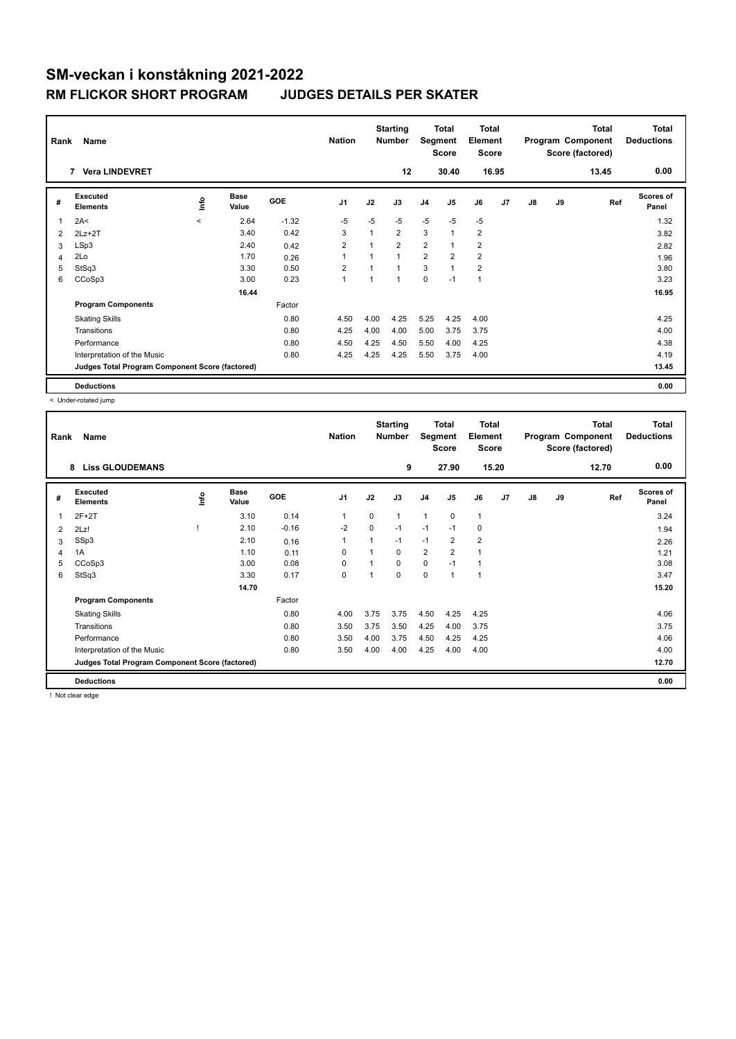# SM-veckan i konståkning 2021-2022

## RM FLICKOR SHORT PROGRAM JUDGES DETAILS PER SKATER

| Rank | Name | Nation | Starting Number | Total Segment Score | Total Element Score | Total Program Component Score (factored) | Total Deductions |
|---|---|---|---|---|---|---|---|
| 7 | Vera LINDEVRET | | 12 | 30.40 | 16.95 | 13.45 | 0.00 |

| # | Executed Elements | Info | Base Value | GOE | J1 | J2 | J3 | J4 | J5 | J6 | J7 | J8 | J9 | Ref | Scores of Panel |
|---|---|---|---|---|---|---|---|---|---|---|---|---|---|---|---|
| 1 | 2A< | < | 2.64 | -1.32 | -5 | -5 | -5 | -5 | -5 | -5 | | | | | 1.32 |
| 2 | 2Lz+2T | | 3.40 | 0.42 | 3 | 1 | 2 | 3 | 1 | 2 | | | | | 3.82 |
| 3 | LSp3 | | 2.40 | 0.42 | 2 | 1 | 2 | 2 | 1 | 2 | | | | | 2.82 |
| 4 | 2Lo | | 1.70 | 0.26 | 1 | 1 | 1 | 2 | 2 | 2 | | | | | 1.96 |
| 5 | StSq3 | | 3.30 | 0.50 | 2 | 1 | 1 | 3 | 1 | 2 | | | | | 3.80 |
| 6 | CCoSp3 | | 3.00 | 0.23 | 1 | 1 | 1 | 0 | -1 | 1 | | | | | 3.23 |
| | | | 16.44 | | | | | | | | | | | | 16.95 |
| | **Program Components** | | | Factor | | | | | | | | | | | |
| | Skating Skills | | | 0.80 | 4.50 | 4.00 | 4.25 | 5.25 | 4.25 | 4.00 | | | | | 4.25 |
| | Transitions | | | 0.80 | 4.25 | 4.00 | 4.00 | 5.00 | 3.75 | 3.75 | | | | | 4.00 |
| | Performance | | | 0.80 | 4.50 | 4.25 | 4.50 | 5.50 | 4.00 | 4.25 | | | | | 4.38 |
| | Interpretation of the Music | | | 0.80 | 4.25 | 4.25 | 4.25 | 5.50 | 3.75 | 4.00 | | | | | 4.19 |
| | **Judges Total Program Component Score (factored)** | | | | | | | | | | | | | | 13.45 |
| | **Deductions** | | | | | | | | | | | | | | 0.00 |

< Under-rotated jump

| Rank | Name | Nation | Starting Number | Total Segment Score | Total Element Score | Total Program Component Score (factored) | Total Deductions |
|---|---|---|---|---|---|---|---|
| 8 | Liss GLOUDEMANS | | 9 | 27.90 | 15.20 | 12.70 | 0.00 |

| # | Executed Elements | Info | Base Value | GOE | J1 | J2 | J3 | J4 | J5 | J6 | J7 | J8 | J9 | Ref | Scores of Panel |
|---|---|---|---|---|---|---|---|---|---|---|---|---|---|---|---|
| 1 | 2F+2T | | 3.10 | 0.14 | 1 | 0 | 1 | 1 | 0 | 1 | | | | | 3.24 |
| 2 | 2Lz! | ! | 2.10 | -0.16 | -2 | 0 | -1 | -1 | -1 | 0 | | | | | 1.94 |
| 3 | SSp3 | | 2.10 | 0.16 | 1 | 1 | -1 | -1 | 2 | 2 | | | | | 2.26 |
| 4 | 1A | | 1.10 | 0.11 | 0 | 1 | 0 | 2 | 2 | 1 | | | | | 1.21 |
| 5 | CCoSp3 | | 3.00 | 0.08 | 0 | 1 | 0 | 0 | -1 | 1 | | | | | 3.08 |
| 6 | StSq3 | | 3.30 | 0.17 | 0 | 1 | 0 | 0 | 1 | 1 | | | | | 3.47 |
| | | | 14.70 | | | | | | | | | | | | 15.20 |
| | **Program Components** | | | Factor | | | | | | | | | | | |
| | Skating Skills | | | 0.80 | 4.00 | 3.75 | 3.75 | 4.50 | 4.25 | 4.25 | | | | | 4.06 |
| | Transitions | | | 0.80 | 3.50 | 3.75 | 3.50 | 4.25 | 4.00 | 3.75 | | | | | 3.75 |
| | Performance | | | 0.80 | 3.50 | 4.00 | 3.75 | 4.50 | 4.25 | 4.25 | | | | | 4.06 |
| | Interpretation of the Music | | | 0.80 | 3.50 | 4.00 | 4.00 | 4.25 | 4.00 | 4.00 | | | | | 4.00 |
| | **Judges Total Program Component Score (factored)** | | | | | | | | | | | | | | 12.70 |
| | **Deductions** | | | | | | | | | | | | | | 0.00 |

! Not clear edge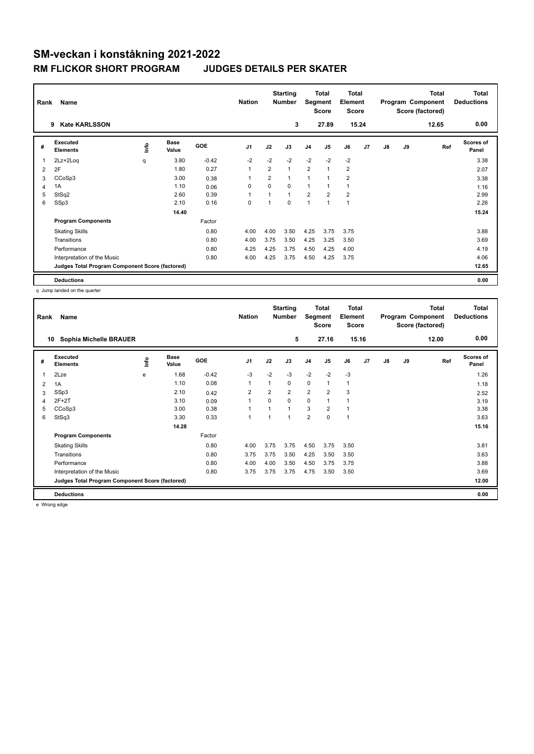# SM-veckan i konståkning 2021-2022

## RM FLICKOR SHORT PROGRAM JUDGES DETAILS PER SKATER

| Rank | Name | Nation | Starting Number | Total Segment Score | Total Element Score | Total Program Component Score (factored) | Total Deductions |
|---|---|---|---|---|---|---|---|
| 9 | Kate KARLSSON | | 3 | 27.89 | 15.24 | 12.65 | 0.00 |

| # | Executed Elements | Info | Base Value | GOE | J1 | J2 | J3 | J4 | J5 | J6 | J7 | J8 | J9 | Ref | Scores of Panel |
|---|---|---|---|---|---|---|---|---|---|---|---|---|---|---|---|
| 1 | 2Lz+2Loq | q | 3.80 | -0.42 | -2 | -2 | -2 | -2 | -2 | -2 | | | | | 3.38 |
| 2 | 2F | | 1.80 | 0.27 | 1 | 2 | 1 | 2 | 1 | 2 | | | | | 2.07 |
| 3 | CCoSp3 | | 3.00 | 0.38 | 1 | 2 | 1 | 1 | 1 | 2 | | | | | 3.38 |
| 4 | 1A | | 1.10 | 0.06 | 0 | 0 | 0 | 1 | 1 | 1 | | | | | 1.16 |
| 5 | StSq2 | | 2.60 | 0.39 | 1 | 1 | 1 | 2 | 2 | 2 | | | | | 2.99 |
| 6 | SSp3 | | 2.10 | 0.16 | 0 | 1 | 0 | 1 | 1 | 1 | | | | | 2.26 |
| | | | 14.40 | | | | | | | | | | | | 15.24 |
| | **Program Components** | | | Factor | | | | | | | | | | | |
| | Skating Skills | | | 0.80 | 4.00 | 4.00 | 3.50 | 4.25 | 3.75 | 3.75 | | | | | 3.88 |
| | Transitions | | | 0.80 | 4.00 | 3.75 | 3.50 | 4.25 | 3.25 | 3.50 | | | | | 3.69 |
| | Performance | | | 0.80 | 4.25 | 4.25 | 3.75 | 4.50 | 4.25 | 4.00 | | | | | 4.19 |
| | Interpretation of the Music | | | 0.80 | 4.00 | 4.25 | 3.75 | 4.50 | 4.25 | 3.75 | | | | | 4.06 |
| | **Judges Total Program Component Score (factored)** | | | | | | | | | | | | | | 12.65 |
| | **Deductions** | | | | | | | | | | | | | | 0.00 |

q Jump landed on the quarter

| Rank | Name | Nation | Starting Number | Total Segment Score | Total Element Score | Total Program Component Score (factored) | Total Deductions |
|---|---|---|---|---|---|---|---|
| 10 | Sophia Michelle BRAUER | | 5 | 27.16 | 15.16 | 12.00 | 0.00 |

| # | Executed Elements | Info | Base Value | GOE | J1 | J2 | J3 | J4 | J5 | J6 | J7 | J8 | J9 | Ref | Scores of Panel |
|---|---|---|---|---|---|---|---|---|---|---|---|---|---|---|---|
| 1 | 2Lze | e | 1.68 | -0.42 | -3 | -2 | -3 | -2 | -2 | -3 | | | | | 1.26 |
| 2 | 1A | | 1.10 | 0.08 | 1 | 1 | 0 | 0 | 1 | 1 | | | | | 1.18 |
| 3 | SSp3 | | 2.10 | 0.42 | 2 | 2 | 2 | 2 | 2 | 3 | | | | | 2.52 |
| 4 | 2F+2T | | 3.10 | 0.09 | 1 | 0 | 0 | 0 | 1 | 1 | | | | | 3.19 |
| 5 | CCoSp3 | | 3.00 | 0.38 | 1 | 1 | 1 | 3 | 2 | 1 | | | | | 3.38 |
| 6 | StSq3 | | 3.30 | 0.33 | 1 | 1 | 1 | 2 | 0 | 1 | | | | | 3.63 |
| | | | 14.28 | | | | | | | | | | | | 15.16 |
| | **Program Components** | | | Factor | | | | | | | | | | | |
| | Skating Skills | | | 0.80 | 4.00 | 3.75 | 3.75 | 4.50 | 3.75 | 3.50 | | | | | 3.81 |
| | Transitions | | | 0.80 | 3.75 | 3.75 | 3.50 | 4.25 | 3.50 | 3.50 | | | | | 3.63 |
| | Performance | | | 0.80 | 4.00 | 4.00 | 3.50 | 4.50 | 3.75 | 3.75 | | | | | 3.88 |
| | Interpretation of the Music | | | 0.80 | 3.75 | 3.75 | 3.75 | 4.75 | 3.50 | 3.50 | | | | | 3.69 |
| | **Judges Total Program Component Score (factored)** | | | | | | | | | | | | | | 12.00 |
| | **Deductions** | | | | | | | | | | | | | | 0.00 |

e Wrong edge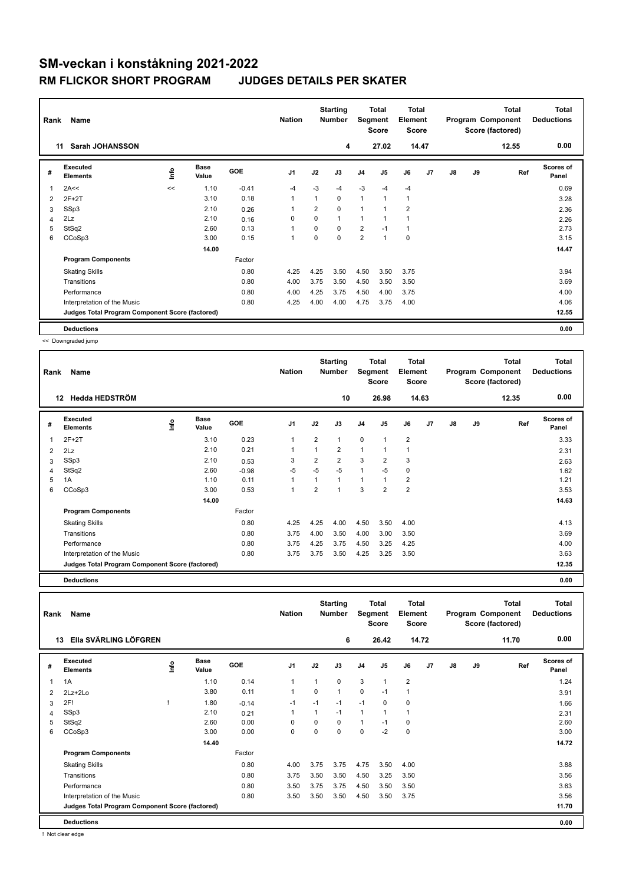# SM-veckan i konståkning 2021-2022

## RM FLICKOR SHORT PROGRAM JUDGES DETAILS PER SKATER

| Rank | Name | Nation | Starting Number | Total Segment Score | Total Element Score | Total Program Component Score (factored) | Total Deductions |
|---|---|---|---|---|---|---|---|
| 11 | Sarah JOHANSSON | | 4 | 27.02 | 14.47 | 12.55 | 0.00 |

| # | Executed Elements | Info | Base Value | GOE | J1 | J2 | J3 | J4 | J5 | J6 | J7 | J8 | J9 | Ref | Scores of Panel |
|---|---|---|---|---|---|---|---|---|---|---|---|---|---|---|---|
| 1 | 2A<< | << | 1.10 | -0.41 | -4 | -3 | -4 | -3 | -4 | -4 | | | | | 0.69 |
| 2 | 2F+2T | | 3.10 | 0.18 | 1 | 1 | 0 | 1 | 1 | 1 | | | | | 3.28 |
| 3 | SSp3 | | 2.10 | 0.26 | 1 | 2 | 0 | 1 | 1 | 2 | | | | | 2.36 |
| 4 | 2Lz | | 2.10 | 0.16 | 0 | 0 | 1 | 1 | 1 | 1 | | | | | 2.26 |
| 5 | StSq2 | | 2.60 | 0.13 | 1 | 0 | 0 | 2 | -1 | 1 | | | | | 2.73 |
| 6 | CCoSp3 | | 3.00 | 0.15 | 1 | 0 | 0 | 2 | 1 | 0 | | | | | 3.15 |
| | | | 14.00 | | | | | | | | | | | | 14.47 |
| | **Program Components** | | | Factor | | | | | | | | | | | |
| | Skating Skills | | | 0.80 | 4.25 | 4.25 | 3.50 | 4.50 | 3.50 | 3.75 | | | | | 3.94 |
| | Transitions | | | 0.80 | 4.00 | 3.75 | 3.50 | 4.50 | 3.50 | 3.50 | | | | | 3.69 |
| | Performance | | | 0.80 | 4.00 | 4.25 | 3.75 | 4.50 | 4.00 | 3.75 | | | | | 4.00 |
| | Interpretation of the Music | | | 0.80 | 4.25 | 4.00 | 4.00 | 4.75 | 3.75 | 4.00 | | | | | 4.06 |
| | **Judges Total Program Component Score (factored)** | | | | | | | | | | | | | | 12.55 |
| | **Deductions** | | | | | | | | | | | | | | 0.00 |

<< Downgraded jump

| Rank | Name | Nation | Starting Number | Total Segment Score | Total Element Score | Total Program Component Score (factored) | Total Deductions |
|---|---|---|---|---|---|---|---|
| 12 | Hedda HEDSTRÖM | | 10 | 26.98 | 14.63 | 12.35 | 0.00 |

| # | Executed Elements | Info | Base Value | GOE | J1 | J2 | J3 | J4 | J5 | J6 | J7 | J8 | J9 | Ref | Scores of Panel |
|---|---|---|---|---|---|---|---|---|---|---|---|---|---|---|---|
| 1 | 2F+2T | | 3.10 | 0.23 | 1 | 2 | 1 | 0 | 1 | 2 | | | | | 3.33 |
| 2 | 2Lz | | 2.10 | 0.21 | 1 | 1 | 2 | 1 | 1 | 1 | | | | | 2.31 |
| 3 | SSp3 | | 2.10 | 0.53 | 3 | 2 | 2 | 3 | 2 | 3 | | | | | 2.63 |
| 4 | StSq2 | | 2.60 | -0.98 | -5 | -5 | -5 | 1 | -5 | 0 | | | | | 1.62 |
| 5 | 1A | | 1.10 | 0.11 | 1 | 1 | 1 | 1 | 1 | 2 | | | | | 1.21 |
| 6 | CCoSp3 | | 3.00 | 0.53 | 1 | 2 | 1 | 3 | 2 | 2 | | | | | 3.53 |
| | | | 14.00 | | | | | | | | | | | | 14.63 |
| | **Program Components** | | | Factor | | | | | | | | | | | |
| | Skating Skills | | | 0.80 | 4.25 | 4.25 | 4.00 | 4.50 | 3.50 | 4.00 | | | | | 4.13 |
| | Transitions | | | 0.80 | 3.75 | 4.00 | 3.50 | 4.00 | 3.00 | 3.50 | | | | | 3.69 |
| | Performance | | | 0.80 | 3.75 | 4.25 | 3.75 | 4.50 | 3.25 | 4.25 | | | | | 4.00 |
| | Interpretation of the Music | | | 0.80 | 3.75 | 3.75 | 3.50 | 4.25 | 3.25 | 3.50 | | | | | 3.63 |
| | **Judges Total Program Component Score (factored)** | | | | | | | | | | | | | | 12.35 |
| | **Deductions** | | | | | | | | | | | | | | 0.00 |

| Rank | Name | Nation | Starting Number | Total Segment Score | Total Element Score | Total Program Component Score (factored) | Total Deductions |
|---|---|---|---|---|---|---|---|
| 13 | Ella SVÄRLING LÖFGREN | | 6 | 26.42 | 14.72 | 11.70 | 0.00 |

| # | Executed Elements | Info | Base Value | GOE | J1 | J2 | J3 | J4 | J5 | J6 | J7 | J8 | J9 | Ref | Scores of Panel |
|---|---|---|---|---|---|---|---|---|---|---|---|---|---|---|---|
| 1 | 1A | | 1.10 | 0.14 | 1 | 1 | 0 | 3 | 1 | 2 | | | | | 1.24 |
| 2 | 2Lz+2Lo | | 3.80 | 0.11 | 1 | 0 | 1 | 0 | -1 | 1 | | | | | 3.91 |
| 3 | 2F! | ! | 1.80 | -0.14 | -1 | -1 | -1 | -1 | 0 | 0 | | | | | 1.66 |
| 4 | SSp3 | | 2.10 | 0.21 | 1 | 1 | -1 | 1 | 1 | 1 | | | | | 2.31 |
| 5 | StSq2 | | 2.60 | 0.00 | 0 | 0 | 0 | 1 | -1 | 0 | | | | | 2.60 |
| 6 | CCoSp3 | | 3.00 | 0.00 | 0 | 0 | 0 | 0 | -2 | 0 | | | | | 3.00 |
| | | | 14.40 | | | | | | | | | | | | 14.72 |
| | **Program Components** | | | Factor | | | | | | | | | | | |
| | Skating Skills | | | 0.80 | 4.00 | 3.75 | 3.75 | 4.75 | 3.50 | 4.00 | | | | | 3.88 |
| | Transitions | | | 0.80 | 3.75 | 3.50 | 3.50 | 4.50 | 3.25 | 3.50 | | | | | 3.56 |
| | Performance | | | 0.80 | 3.50 | 3.75 | 3.75 | 4.50 | 3.50 | 3.50 | | | | | 3.63 |
| | Interpretation of the Music | | | 0.80 | 3.50 | 3.50 | 3.50 | 4.50 | 3.50 | 3.75 | | | | | 3.56 |
| | **Judges Total Program Component Score (factored)** | | | | | | | | | | | | | | 11.70 |
| | **Deductions** | | | | | | | | | | | | | | 0.00 |

! Not clear edge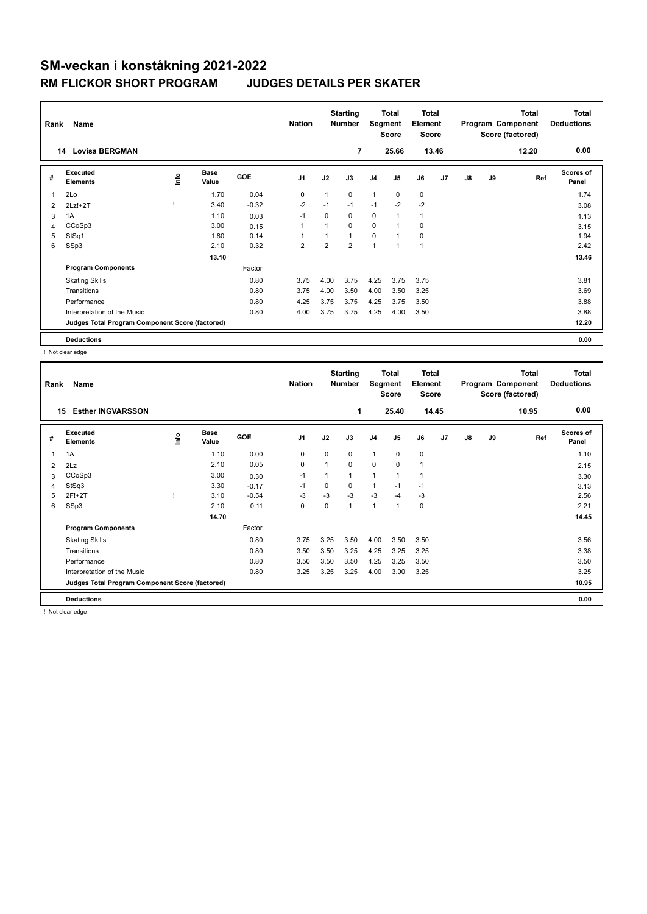# SM-veckan i konståkning 2021-2022

## RM FLICKOR SHORT PROGRAM JUDGES DETAILS PER SKATER

| Rank | Name | Nation | Starting Number | Total Segment Score | Total Element Score | Total Program Component Score (factored) | Total Deductions |
|---|---|---|---|---|---|---|---|
| 14 | Lovisa BERGMAN | | 7 | 25.66 | 13.46 | 12.20 | 0.00 |

| # | Executed Elements | Info | Base Value | GOE | J1 | J2 | J3 | J4 | J5 | J6 | J7 | J8 | J9 | Ref | Scores of Panel |
|---|---|---|---|---|---|---|---|---|---|---|---|---|---|---|---|
| 1 | 2Lo | | 1.70 | 0.04 | 0 | 1 | 0 | 1 | 0 | 0 | | | | | 1.74 |
| 2 | 2Lz!+2T | ! | 3.40 | -0.32 | -2 | -1 | -1 | -1 | -2 | -2 | | | | | 3.08 |
| 3 | 1A | | 1.10 | 0.03 | -1 | 0 | 0 | 0 | 1 | 1 | | | | | 1.13 |
| 4 | CCoSp3 | | 3.00 | 0.15 | 1 | 1 | 0 | 0 | 1 | 0 | | | | | 3.15 |
| 5 | StSq1 | | 1.80 | 0.14 | 1 | 1 | 1 | 0 | 1 | 0 | | | | | 1.94 |
| 6 | SSp3 | | 2.10 | 0.32 | 2 | 2 | 2 | 1 | 1 | 1 | | | | | 2.42 |
| | | | 13.10 | | | | | | | | | | | | 13.46 |
| | **Program Components** | | | Factor | | | | | | | | | | | |
| | Skating Skills | | | 0.80 | 3.75 | 4.00 | 3.75 | 4.25 | 3.75 | 3.75 | | | | | 3.81 |
| | Transitions | | | 0.80 | 3.75 | 4.00 | 3.50 | 4.00 | 3.50 | 3.25 | | | | | 3.69 |
| | Performance | | | 0.80 | 4.25 | 3.75 | 3.75 | 4.25 | 3.75 | 3.50 | | | | | 3.88 |
| | Interpretation of the Music | | | 0.80 | 4.00 | 3.75 | 3.75 | 4.25 | 4.00 | 3.50 | | | | | 3.88 |
| | **Judges Total Program Component Score (factored)** | | | | | | | | | | | | | | 12.20 |
| | **Deductions** | | | | | | | | | | | | | | 0.00 |

! Not clear edge

| Rank | Name | Nation | Starting Number | Total Segment Score | Total Element Score | Total Program Component Score (factored) | Total Deductions |
|---|---|---|---|---|---|---|---|
| 15 | Esther INGVARSSON | | 1 | 25.40 | 14.45 | 10.95 | 0.00 |

| # | Executed Elements | Info | Base Value | GOE | J1 | J2 | J3 | J4 | J5 | J6 | J7 | J8 | J9 | Ref | Scores of Panel |
|---|---|---|---|---|---|---|---|---|---|---|---|---|---|---|---|
| 1 | 1A | | 1.10 | 0.00 | 0 | 0 | 0 | 1 | 0 | 0 | | | | | 1.10 |
| 2 | 2Lz | | 2.10 | 0.05 | 0 | 1 | 0 | 0 | 0 | 1 | | | | | 2.15 |
| 3 | CCoSp3 | | 3.00 | 0.30 | -1 | 1 | 1 | 1 | 1 | 1 | | | | | 3.30 |
| 4 | StSq3 | | 3.30 | -0.17 | -1 | 0 | 0 | 1 | -1 | -1 | | | | | 3.13 |
| 5 | 2F!+2T | ! | 3.10 | -0.54 | -3 | -3 | -3 | -3 | -4 | -3 | | | | | 2.56 |
| 6 | SSp3 | | 2.10 | 0.11 | 0 | 0 | 1 | 1 | 1 | 0 | | | | | 2.21 |
| | | | 14.70 | | | | | | | | | | | | 14.45 |
| | **Program Components** | | | Factor | | | | | | | | | | | |
| | Skating Skills | | | 0.80 | 3.75 | 3.25 | 3.50 | 4.00 | 3.50 | 3.50 | | | | | 3.56 |
| | Transitions | | | 0.80 | 3.50 | 3.50 | 3.25 | 4.25 | 3.25 | 3.25 | | | | | 3.38 |
| | Performance | | | 0.80 | 3.50 | 3.50 | 3.50 | 4.25 | 3.25 | 3.50 | | | | | 3.50 |
| | Interpretation of the Music | | | 0.80 | 3.25 | 3.25 | 3.25 | 4.00 | 3.00 | 3.25 | | | | | 3.25 |
| | **Judges Total Program Component Score (factored)** | | | | | | | | | | | | | | 10.95 |
| | **Deductions** | | | | | | | | | | | | | | 0.00 |

! Not clear edge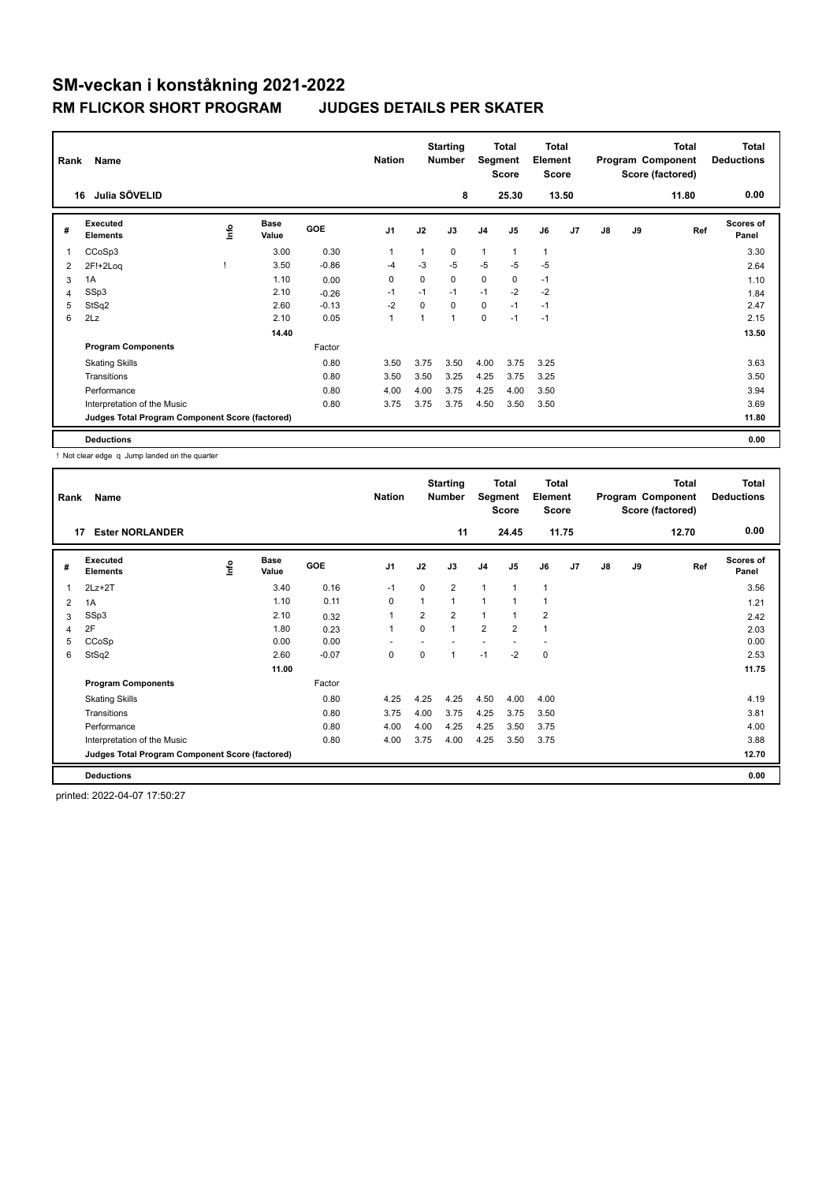# SM-veckan i konståkning 2021-2022

## RM FLICKOR SHORT PROGRAM    JUDGES DETAILS PER SKATER

| Rank | Name | Nation | Starting Number | Total Segment Score | Total Element Score | Total Program Component Score (factored) | Total Deductions |
|---|---|---|---|---|---|---|---|
| 16 | Julia SÖVELID | | 8 | 25.30 | 13.50 | 11.80 | 0.00 |

| # | Executed Elements | Info | Base Value | GOE | J1 | J2 | J3 | J4 | J5 | J6 | J7 | J8 | J9 | Ref | Scores of Panel |
|---|---|---|---|---|---|---|---|---|---|---|---|---|---|---|---|
| 1 | CCoSp3 | | 3.00 | 0.30 | 1 | 1 | 0 | 1 | 1 | 1 | | | | | 3.30 |
| 2 | 2F!+2Loq | ! | 3.50 | -0.86 | -4 | -3 | -5 | -5 | -5 | -5 | | | | | 2.64 |
| 3 | 1A | | 1.10 | 0.00 | 0 | 0 | 0 | 0 | 0 | -1 | | | | | 1.10 |
| 4 | SSp3 | | 2.10 | -0.26 | -1 | -1 | -1 | -1 | -2 | -2 | | | | | 1.84 |
| 5 | StSq2 | | 2.60 | -0.13 | -2 | 0 | 0 | 0 | -1 | -1 | | | | | 2.47 |
| 6 | 2Lz | | 2.10 | 0.05 | 1 | 1 | 1 | 0 | -1 | -1 | | | | | 2.15 |
| | | | 14.40 | | | | | | | | | | | | 13.50 |
| | **Program Components** | | | Factor | | | | | | | | | | | |
| | Skating Skills | | | 0.80 | 3.50 | 3.75 | 3.50 | 4.00 | 3.75 | 3.25 | | | | | 3.63 |
| | Transitions | | | 0.80 | 3.50 | 3.50 | 3.25 | 4.25 | 3.75 | 3.25 | | | | | 3.50 |
| | Performance | | | 0.80 | 4.00 | 4.00 | 3.75 | 4.25 | 4.00 | 3.50 | | | | | 3.94 |
| | Interpretation of the Music | | | 0.80 | 3.75 | 3.75 | 3.75 | 4.50 | 3.50 | 3.50 | | | | | 3.69 |
| | **Judges Total Program Component Score (factored)** | | | | | | | | | | | | | | 11.80 |
| | **Deductions** | | | | | | | | | | | | | | 0.00 |

! Not clear edge q Jump landed on the quarter

| Rank | Name | Nation | Starting Number | Total Segment Score | Total Element Score | Total Program Component Score (factored) | Total Deductions |
|---|---|---|---|---|---|---|---|
| 17 | Ester NORLANDER | | 11 | 24.45 | 11.75 | 12.70 | 0.00 |

| # | Executed Elements | Info | Base Value | GOE | J1 | J2 | J3 | J4 | J5 | J6 | J7 | J8 | J9 | Ref | Scores of Panel |
|---|---|---|---|---|---|---|---|---|---|---|---|---|---|---|---|
| 1 | 2Lz+2T | | 3.40 | 0.16 | -1 | 0 | 2 | 1 | 1 | 1 | | | | | 3.56 |
| 2 | 1A | | 1.10 | 0.11 | 0 | 1 | 1 | 1 | 1 | 1 | | | | | 1.21 |
| 3 | SSp3 | | 2.10 | 0.32 | 1 | 2 | 2 | 1 | 1 | 2 | | | | | 2.42 |
| 4 | 2F | | 1.80 | 0.23 | 1 | 0 | 1 | 2 | 2 | 1 | | | | | 2.03 |
| 5 | CCoSp | | 0.00 | 0.00 | - | - | - | - | - | - | | | | | 0.00 |
| 6 | StSq2 | | 2.60 | -0.07 | 0 | 0 | 1 | -1 | -2 | 0 | | | | | 2.53 |
| | | | 11.00 | | | | | | | | | | | | 11.75 |
| | **Program Components** | | | Factor | | | | | | | | | | | |
| | Skating Skills | | | 0.80 | 4.25 | 4.25 | 4.25 | 4.50 | 4.00 | 4.00 | | | | | 4.19 |
| | Transitions | | | 0.80 | 3.75 | 4.00 | 3.75 | 4.25 | 3.75 | 3.50 | | | | | 3.81 |
| | Performance | | | 0.80 | 4.00 | 4.00 | 4.25 | 4.25 | 3.50 | 3.75 | | | | | 4.00 |
| | Interpretation of the Music | | | 0.80 | 4.00 | 3.75 | 4.00 | 4.25 | 3.50 | 3.75 | | | | | 3.88 |
| | **Judges Total Program Component Score (factored)** | | | | | | | | | | | | | | 12.70 |
| | **Deductions** | | | | | | | | | | | | | | 0.00 |

printed: 2022-04-07 17:50:27